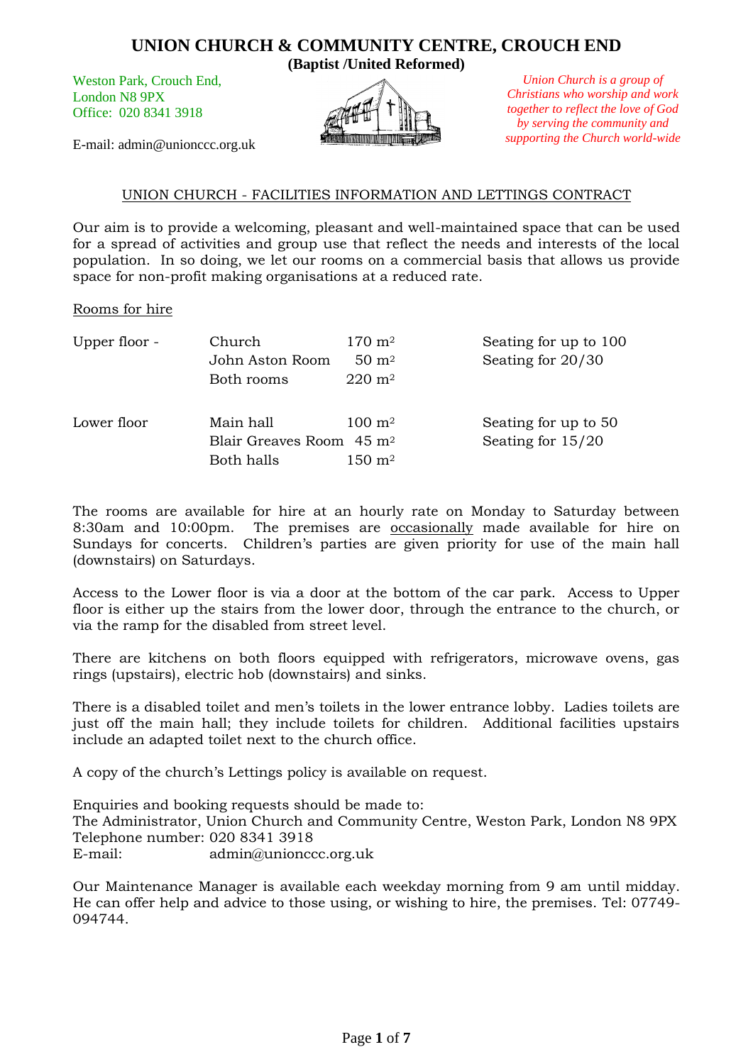# UNION CHURCH & COMMUNITY CENTRE, CROUCH END

**(Baptist /United Reformed)**

Weston Park, Crouch End,
London N8 9PX
Office: 020 8341 3918

E-mail: admin@unionccc.org.uk

*Union Church is a group of Christians who worship and work together to reflect the love of God by serving the community and supporting the Church world-wide*

## UNION CHURCH - FACILITIES INFORMATION AND LETTINGS CONTRACT

Our aim is to provide a welcoming, pleasant and well-maintained space that can be used for a spread of activities and group use that reflect the needs and interests of the local population. In so doing, we let our rooms on a commercial basis that allows us provide space for non-profit making organisations at a reduced rate.

### Rooms for hire

| | | | |
|---|---|---|---|
| Upper floor - | Church | 170 $m^2$ | Seating for up to 100 |
| | John Aston Room | 50 $m^2$ | Seating for 20/30 |
| | Both rooms | 220 $m^2$ | |
| Lower floor | Main hall | 100 $m^2$ | Seating for up to 50 |
| | Blair Greaves Room | 45 $m^2$ | Seating for 15/20 |
| | Both halls | 150 $m^2$ | |

The rooms are available for hire at an hourly rate on Monday to Saturday between 8:30am and 10:00pm. The premises are occasionally made available for hire on Sundays for concerts. Children's parties are given priority for use of the main hall (downstairs) on Saturdays.

Access to the Lower floor is via a door at the bottom of the car park. Access to Upper floor is either up the stairs from the lower door, through the entrance to the church, or via the ramp for the disabled from street level.

There are kitchens on both floors equipped with refrigerators, microwave ovens, gas rings (upstairs), electric hob (downstairs) and sinks.

There is a disabled toilet and men's toilets in the lower entrance lobby. Ladies toilets are just off the main hall; they include toilets for children. Additional facilities upstairs include an adapted toilet next to the church office.

A copy of the church's Lettings policy is available on request.

Enquiries and booking requests should be made to:
The Administrator, Union Church and Community Centre, Weston Park, London N8 9PX
Telephone number: 020 8341 3918
E-mail: admin@unionccc.org.uk

Our Maintenance Manager is available each weekday morning from 9 am until midday. He can offer help and advice to those using, or wishing to hire, the premises. Tel: 07749-094744.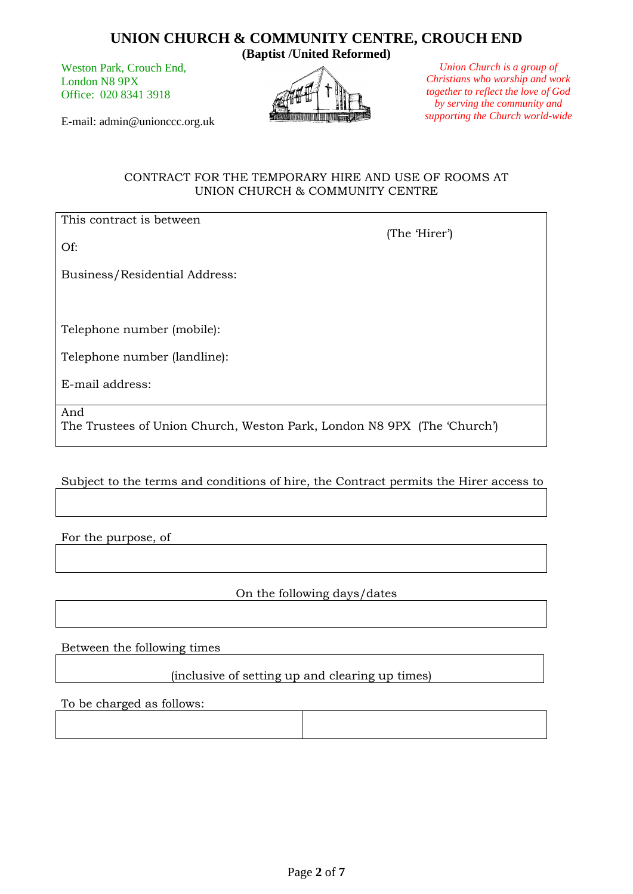# UNION CHURCH & COMMUNITY CENTRE, CROUCH END

**(Baptist /United Reformed)**

Weston Park, Crouch End,
London N8 9PX
Office: 020 8341 3918

E-mail: admin@unionccc.org.uk

*Union Church is a group of Christians who worship and work together to reflect the love of God by serving the community and supporting the Church world-wide*

## CONTRACT FOR THE TEMPORARY HIRE AND USE OF ROOMS AT UNION CHURCH & COMMUNITY CENTRE

This contract is between (The 'Hirer')

Of:

Business/Residential Address:

Telephone number (mobile):

Telephone number (landline):

E-mail address:

And
The Trustees of Union Church, Weston Park, London N8 9PX (The 'Church')

Subject to the terms and conditions of hire, the Contract permits the Hirer access to

For the purpose, of

On the following days/dates

Between the following times

(inclusive of setting up and clearing up times)

To be charged as follows:

| | |
|---|---|
| | |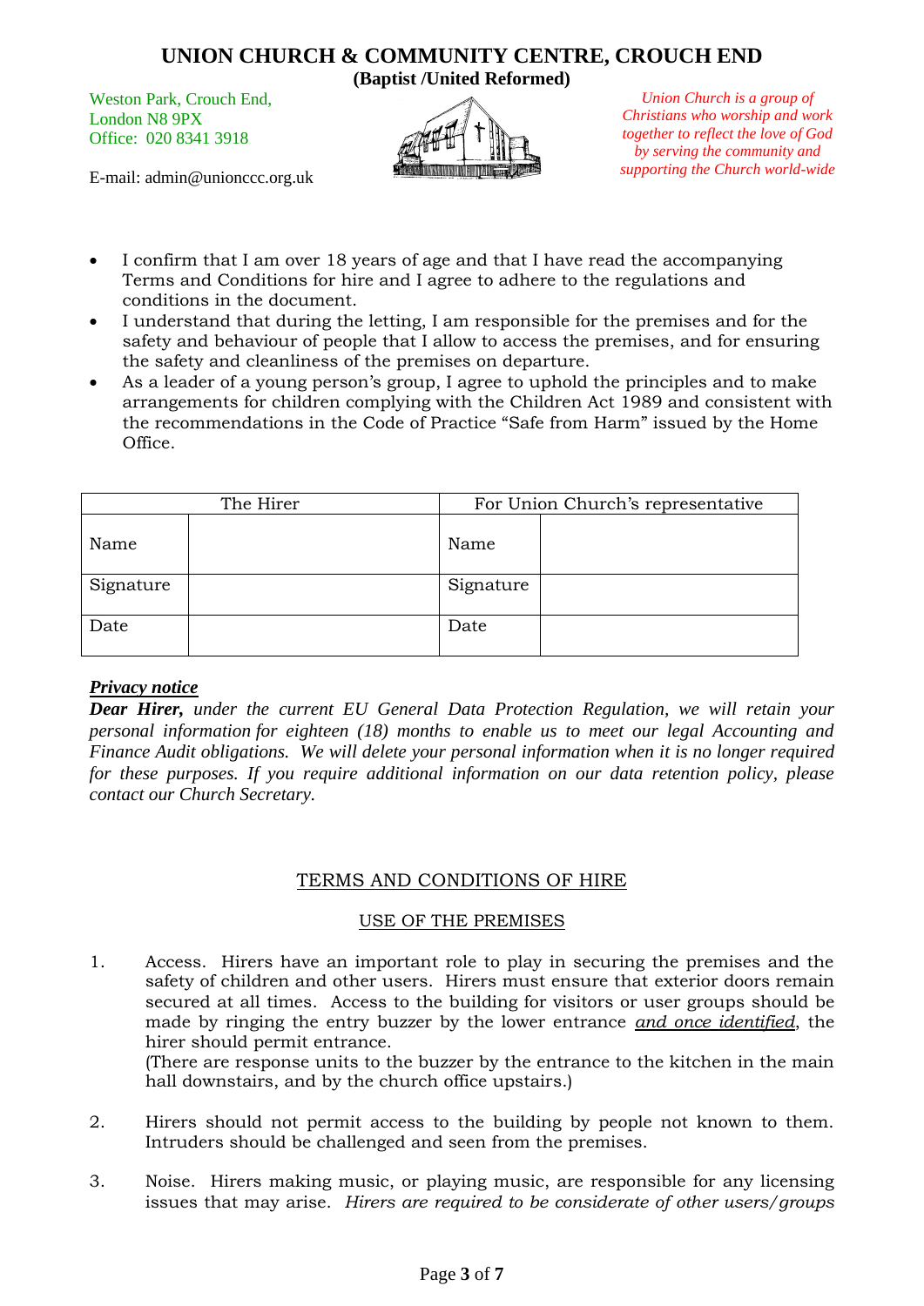# UNION CHURCH & COMMUNITY CENTRE, CROUCH END

**(Baptist /United Reformed)**

Weston Park, Crouch End,
London N8 9PX
Office: 020 8341 3918

E-mail: admin@unionccc.org.uk

*Union Church is a group of Christians who worship and work together to reflect the love of God by serving the community and supporting the Church world-wide*

- I confirm that I am over 18 years of age and that I have read the accompanying Terms and Conditions for hire and I agree to adhere to the regulations and conditions in the document.
- I understand that during the letting, I am responsible for the premises and for the safety and behaviour of people that I allow to access the premises, and for ensuring the safety and cleanliness of the premises on departure.
- As a leader of a young person's group, I agree to uphold the principles and to make arrangements for children complying with the Children Act 1989 and consistent with the recommendations in the Code of Practice "Safe from Harm" issued by the Home Office.

| The Hirer | | For Union Church's representative | |
|---|---|---|---|
| Name | | Name | |
| Signature | | Signature | |
| Date | | Date | |

***Privacy notice***

***Dear Hirer,*** *under the current EU General Data Protection Regulation, we will retain your personal information for eighteen (18) months to enable us to meet our legal Accounting and Finance Audit obligations. We will delete your personal information when it is no longer required for these purposes. If you require additional information on our data retention policy, please contact our Church Secretary.*

## TERMS AND CONDITIONS OF HIRE

### USE OF THE PREMISES

1. Access. Hirers have an important role to play in securing the premises and the safety of children and other users. Hirers must ensure that exterior doors remain secured at all times. Access to the building for visitors or user groups should be made by ringing the entry buzzer by the lower entrance ***and once identified***, the hirer should permit entrance.
   (There are response units to the buzzer by the entrance to the kitchen in the main hall downstairs, and by the church office upstairs.)

2. Hirers should not permit access to the building by people not known to them. Intruders should be challenged and seen from the premises.

3. Noise. Hirers making music, or playing music, are responsible for any licensing issues that may arise. *Hirers are required to be considerate of other users/groups*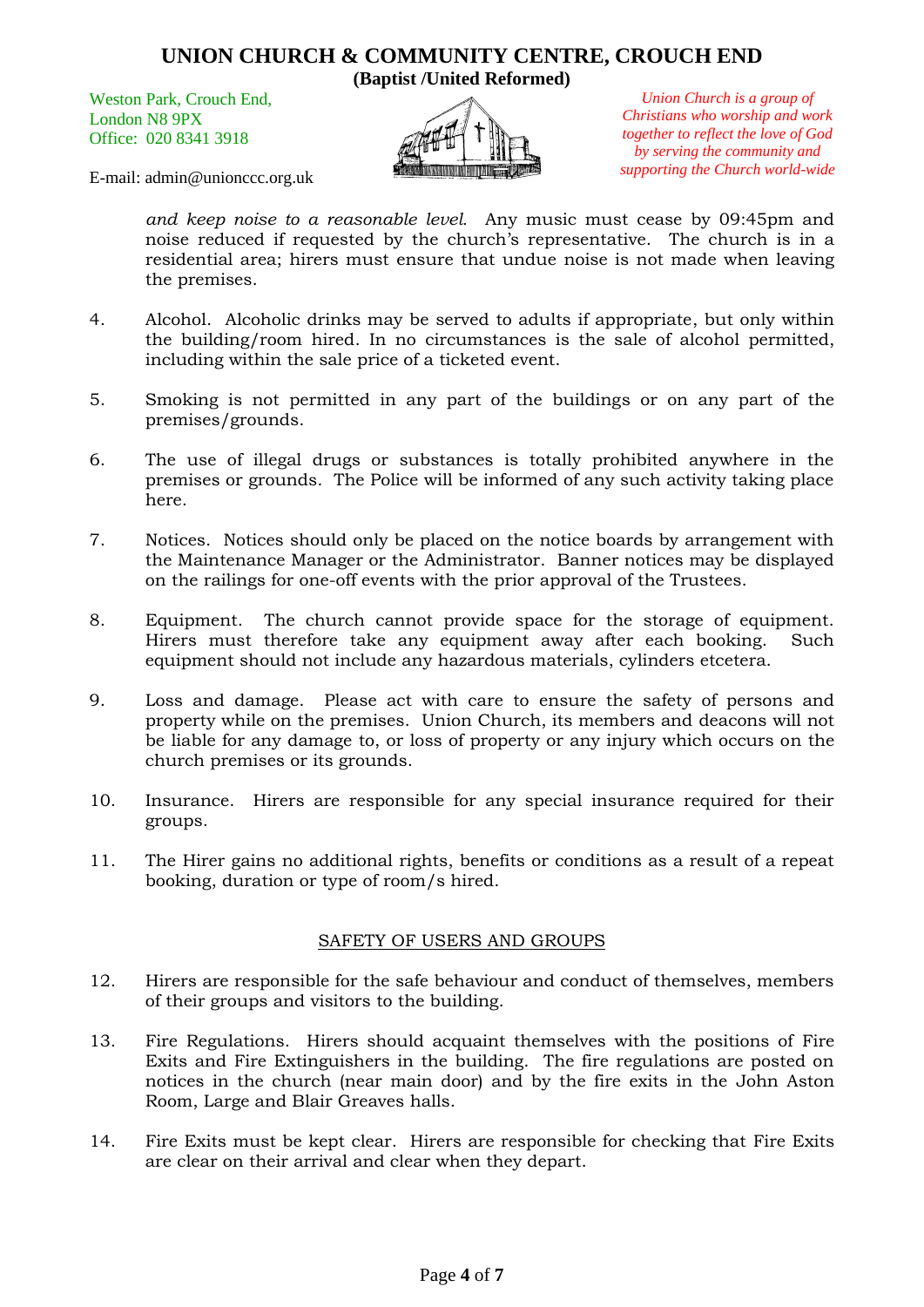and keep noise to a reasonable level.* Any music must cease by 09:45pm and noise reduced if requested by the church's representative. The church is in a residential area; hirers must ensure that undue noise is not made when leaving the premises.

4. Alcohol. Alcoholic drinks may be served to adults if appropriate, but only within the building/room hired. In no circumstances is the sale of alcohol permitted, including within the sale price of a ticketed event.

5. Smoking is not permitted in any part of the buildings or on any part of the premises/grounds.

6. The use of illegal drugs or substances is totally prohibited anywhere in the premises or grounds. The Police will be informed of any such activity taking place here.

7. Notices. Notices should only be placed on the notice boards by arrangement with the Maintenance Manager or the Administrator. Banner notices may be displayed on the railings for one-off events with the prior approval of the Trustees.

8. Equipment. The church cannot provide space for the storage of equipment. Hirers must therefore take any equipment away after each booking. Such equipment should not include any hazardous materials, cylinders etcetera.

9. Loss and damage. Please act with care to ensure the safety of persons and property while on the premises. Union Church, its members and deacons will not be liable for any damage to, or loss of property or any injury which occurs on the church premises or its grounds.

10. Insurance. Hirers are responsible for any special insurance required for their groups.

11. The Hirer gains no additional rights, benefits or conditions as a result of a repeat booking, duration or type of room/s hired.

## SAFETY OF USERS AND GROUPS

12. Hirers are responsible for the safe behaviour and conduct of themselves, members of their groups and visitors to the building.

13. Fire Regulations. Hirers should acquaint themselves with the positions of Fire Exits and Fire Extinguishers in the building. The fire regulations are posted on notices in the church (near main door) and by the fire exits in the John Aston Room, Large and Blair Greaves halls.

14. Fire Exits must be kept clear. Hirers are responsible for checking that Fire Exits are clear on their arrival and clear when they depart.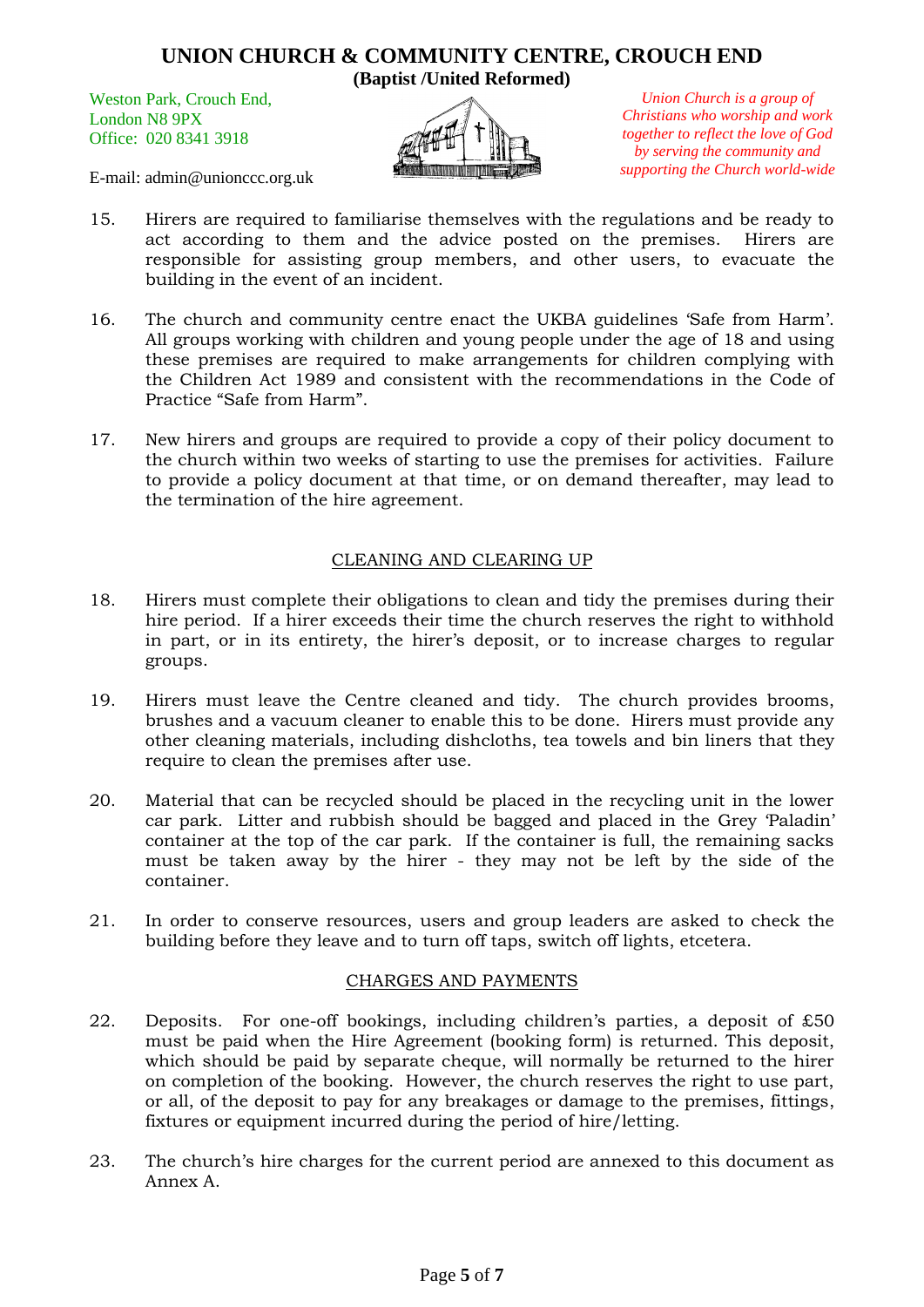15. Hirers are required to familiarise themselves with the regulations and be ready to act according to them and the advice posted on the premises. Hirers are responsible for assisting group members, and other users, to evacuate the building in the event of an incident.

16. The church and community centre enact the UKBA guidelines 'Safe from Harm'. All groups working with children and young people under the age of 18 and using these premises are required to make arrangements for children complying with the Children Act 1989 and consistent with the recommendations in the Code of Practice "Safe from Harm".

17. New hirers and groups are required to provide a copy of their policy document to the church within two weeks of starting to use the premises for activities. Failure to provide a policy document at that time, or on demand thereafter, may lead to the termination of the hire agreement.

## CLEANING AND CLEARING UP

18. Hirers must complete their obligations to clean and tidy the premises during their hire period. If a hirer exceeds their time the church reserves the right to withhold in part, or in its entirety, the hirer's deposit, or to increase charges to regular groups.

19. Hirers must leave the Centre cleaned and tidy. The church provides brooms, brushes and a vacuum cleaner to enable this to be done. Hirers must provide any other cleaning materials, including dishcloths, tea towels and bin liners that they require to clean the premises after use.

20. Material that can be recycled should be placed in the recycling unit in the lower car park. Litter and rubbish should be bagged and placed in the Grey 'Paladin' container at the top of the car park. If the container is full, the remaining sacks must be taken away by the hirer - they may not be left by the side of the container.

21. In order to conserve resources, users and group leaders are asked to check the building before they leave and to turn off taps, switch off lights, etcetera.

## CHARGES AND PAYMENTS

22. Deposits. For one-off bookings, including children's parties, a deposit of £50 must be paid when the Hire Agreement (booking form) is returned. This deposit, which should be paid by separate cheque, will normally be returned to the hirer on completion of the booking. However, the church reserves the right to use part, or all, of the deposit to pay for any breakages or damage to the premises, fittings, fixtures or equipment incurred during the period of hire/letting.

23. The church's hire charges for the current period are annexed to this document as Annex A.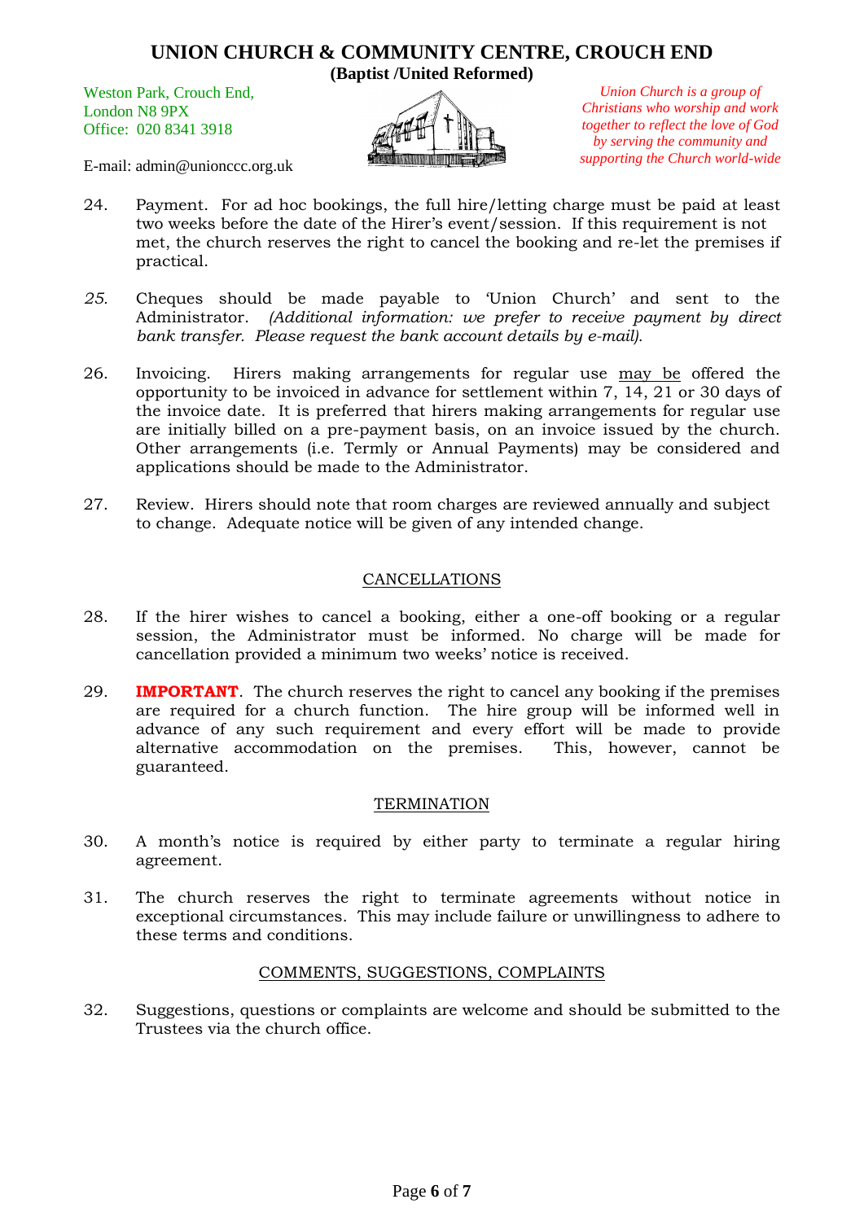# UNION CHURCH & COMMUNITY CENTRE, CROUCH END
**(Baptist /United Reformed)**

Weston Park, Crouch End,
London N8 9PX
Office: 020 8341 3918

E-mail: admin@unionccc.org.uk

*Union Church is a group of Christians who worship and work together to reflect the love of God by serving the community and supporting the Church world-wide*

24. Payment. For ad hoc bookings, the full hire/letting charge must be paid at least two weeks before the date of the Hirer's event/session. If this requirement is not met, the church reserves the right to cancel the booking and re-let the premises if practical.

*25.* Cheques should be made payable to 'Union Church' and sent to the Administrator. *(Additional information: we prefer to receive payment by direct bank transfer. Please request the bank account details by e-mail).*

26. Invoicing. Hirers making arrangements for regular use may be offered the opportunity to be invoiced in advance for settlement within 7, 14, 21 or 30 days of the invoice date. It is preferred that hirers making arrangements for regular use are initially billed on a pre-payment basis, on an invoice issued by the church. Other arrangements (i.e. Termly or Annual Payments) may be considered and applications should be made to the Administrator.

27. Review. Hirers should note that room charges are reviewed annually and subject to change. Adequate notice will be given of any intended change.

## CANCELLATIONS

28. If the hirer wishes to cancel a booking, either a one-off booking or a regular session, the Administrator must be informed. No charge will be made for cancellation provided a minimum two weeks' notice is received.

29. **IMPORTANT**. The church reserves the right to cancel any booking if the premises are required for a church function. The hire group will be informed well in advance of any such requirement and every effort will be made to provide alternative accommodation on the premises. This, however, cannot be guaranteed.

## TERMINATION

30. A month's notice is required by either party to terminate a regular hiring agreement.

31. The church reserves the right to terminate agreements without notice in exceptional circumstances. This may include failure or unwillingness to adhere to these terms and conditions.

## COMMENTS, SUGGESTIONS, COMPLAINTS

32. Suggestions, questions or complaints are welcome and should be submitted to the Trustees via the church office.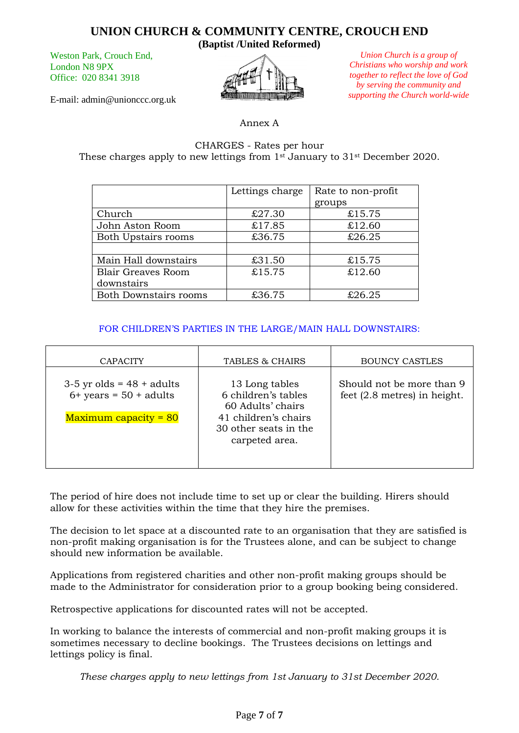# UNION CHURCH & COMMUNITY CENTRE, CROUCH END

**(Baptist /United Reformed)**

Weston Park, Crouch End,
London N8 9PX
Office: 020 8341 3918

E-mail: admin@unionccc.org.uk

*Union Church is a group of Christians who worship and work together to reflect the love of God by serving the community and supporting the Church world-wide*

Annex A

CHARGES - Rates per hour
These charges apply to new lettings from 1st January to 31st December 2020.

| | Lettings charge | Rate to non-profit groups |
|---|---|---|
| Church | £27.30 | £15.75 |
| John Aston Room | £17.85 | £12.60 |
| Both Upstairs rooms | £36.75 | £26.25 |
| | | |
| Main Hall downstairs | £31.50 | £15.75 |
| Blair Greaves Room downstairs | £15.75 | £12.60 |
| Both Downstairs rooms | £36.75 | £26.25 |

FOR CHILDREN'S PARTIES IN THE LARGE/MAIN HALL DOWNSTAIRS:

| CAPACITY | TABLES & CHAIRS | BOUNCY CASTLES |
|---|---|---|
| 3-5 yr olds = 48 + adults<br>6+ years = 50 + adults<br><br>Maximum capacity = 80 | 13 Long tables<br>6 children's tables<br>60 Adults' chairs<br>41 children's chairs<br>30 other seats in the carpeted area. | Should not be more than 9 feet (2.8 metres) in height. |

The period of hire does not include time to set up or clear the building. Hirers should allow for these activities within the time that they hire the premises.

The decision to let space at a discounted rate to an organisation that they are satisfied is non-profit making organisation is for the Trustees alone, and can be subject to change should new information be available.

Applications from registered charities and other non-profit making groups should be made to the Administrator for consideration prior to a group booking being considered.

Retrospective applications for discounted rates will not be accepted.

In working to balance the interests of commercial and non-profit making groups it is sometimes necessary to decline bookings. The Trustees decisions on lettings and lettings policy is final.

*These charges apply to new lettings from 1st January to 31st December 2020.*